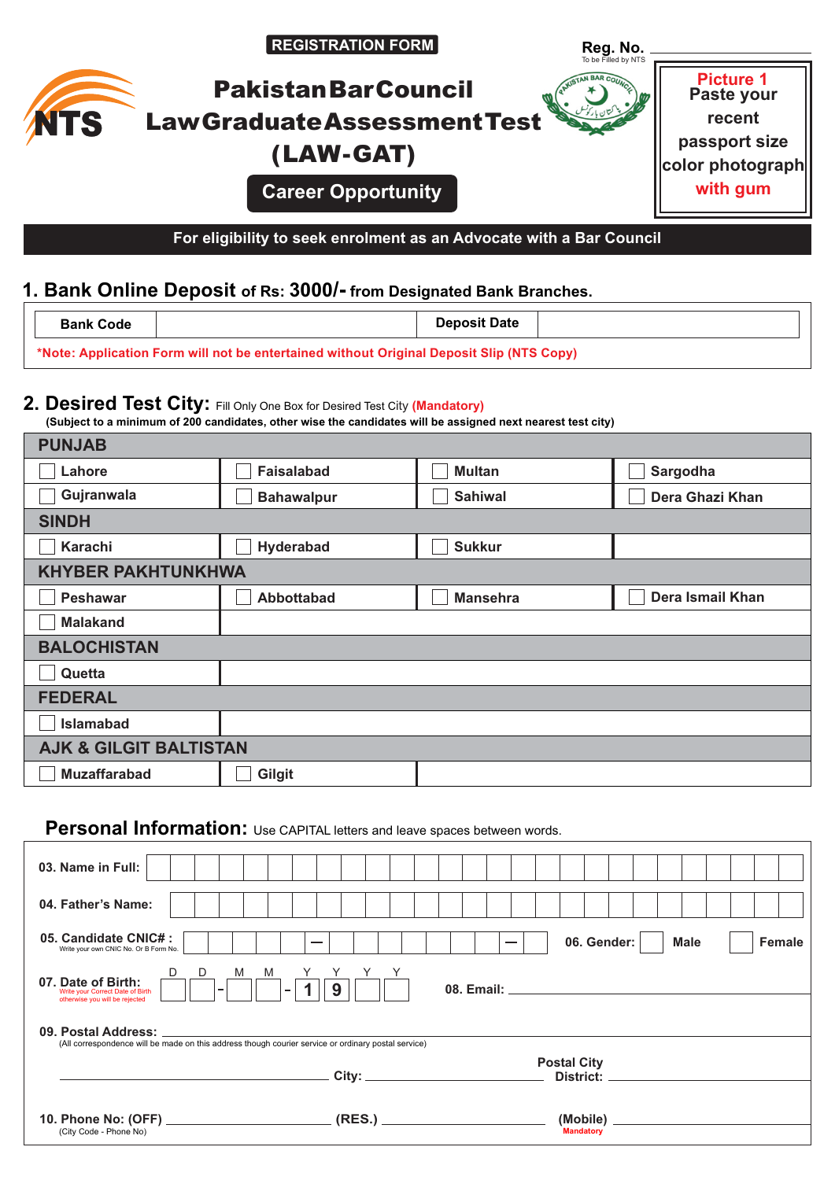**REGISTRATION FORM**

**Reg. No.** ______________
To be Filled by NTS

# Pakistan Bar Council
# Law Graduate Assessment Test
# (LAW-GAT)

**Career Opportunity**

Picture 1
Paste your recent passport size color photograph with gum

**For eligibility to seek enrolment as an Advocate with a Bar Council**

## 1. Bank Online Deposit of Rs: 3000/- from Designated Bank Branches.

| Bank Code | | Deposit Date | |
|---|---|---|---|

*Note: Application Form will not be entertained without Original Deposit Slip (NTS Copy)

## 2. Desired Test City: Fill Only One Box for Desired Test City (Mandatory)

(Subject to a minimum of 200 candidates, other wise the candidates will be assigned next nearest test city)

| PUNJAB | | | |
|---|---|---|---|
| ☐ Lahore | ☐ Faisalabad | ☐ Multan | ☐ Sargodha |
| ☐ Gujranwala | ☐ Bahawalpur | ☐ Sahiwal | ☐ Dera Ghazi Khan |
| **SINDH** | | | |
| ☐ Karachi | ☐ Hyderabad | ☐ Sukkur | |
| **KHYBER PAKHTUNKHWA** | | | |
| ☐ Peshawar | ☐ Abbottabad | ☐ Mansehra | ☐ Dera Ismail Khan |
| ☐ Malakand | | | |
| **BALOCHISTAN** | | | |
| ☐ Quetta | | | |
| **FEDERAL** | | | |
| ☐ Islamabad | | | |
| **AJK & GILGIT BALTISTAN** | | | |
| ☐ Muzaffarabad | ☐ Gilgit | | |

## Personal Information: Use CAPITAL letters and leave spaces between words.

**03. Name in Full:** ______________

**04. Father's Name:** ______________

**05. Candidate CNIC# :** _____ - _______ - _
Write your own CNIC No. Or B Form No.

**06. Gender:** ☐ Male ☐ Female

**07. Date of Birth:** DD - MM - 19YY
Write your Correct Date of Birth otherwise you will be rejected

**08. Email:** ______________

**09. Postal Address:** ______________
(All correspondence will be made on this address though courier service or ordinary postal service)

______________ **City:** ______________ **Postal City District:** ______________

**10. Phone No: (OFF)** ______________ **(RES.)** ______________ **(Mobile)** ______________
(City Code - Phone No) Mandatory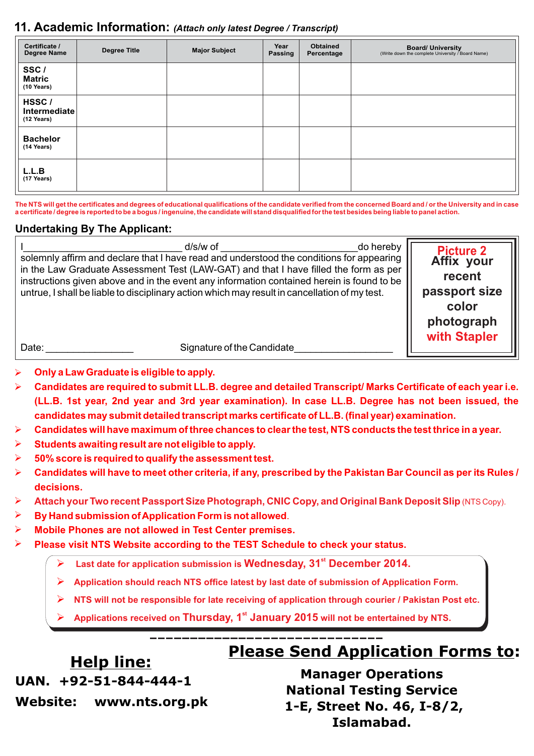## 11. Academic Information: *(Attach only latest Degree / Transcript)*

| Certificate / Degree Name | Degree Title | Major Subject | Year Passing | Obtained Percentage | Board/ University (Write down the complete University / Board Name) |
|---|---|---|---|---|---|
| **SSC / Matric** (10 Years) | | | | | |
| **HSSC / Intermediate** (12 Years) | | | | | |
| **Bachelor** (14 Years) | | | | | |
| **L.L.B** (17 Years) | | | | | |

**The NTS will get the certificates and degrees of educational qualifications of the candidate verified from the concerned Board and / or the University and in case a certificate / degree is reported to be a bogus / ingenuine, the candidate will stand disqualified for the test besides being liable to panel action.**

### Undertaking By The Applicant:

I_____________________________ d/s/w of _________________________do hereby solemnly affirm and declare that I have read and understood the conditions for appearing in the Law Graduate Assessment Test (LAW-GAT) and that I have filled the form as per instructions given above and in the event any information contained herein is found to be untrue, I shall be liable to disciplinary action which may result in cancellation of my test.

Date: ________________ Signature of the Candidate__________________

**Picture 2**
**Affix your recent passport size color photograph with Stapler**

- **Only a Law Graduate is eligible to apply.**
- **Candidates are required to submit LL.B. degree and detailed Transcript/ Marks Certificate of each year i.e. (LL.B. 1st year, 2nd year and 3rd year examination). In case LL.B. Degree has not been issued, the candidates may submit detailed transcript marks certificate of LL.B. (final year) examination.**
- **Candidates will have maximum of three chances to clear the test, NTS conducts the test thrice in a year.**
- **Students awaiting result are not eligible to apply.**
- **50% score is required to qualify the assessment test.**
- **Candidates will have to meet other criteria, if any, prescribed by the Pakistan Bar Council as per its Rules / decisions.**
- **Attach your Two recent Passport Size Photograph, CNIC Copy, and Original Bank Deposit Slip** (NTS Copy).
- **By Hand submission of Application Form is not allowed.**
- **Mobile Phones are not allowed in Test Center premises.**
- **Please visit NTS Website according to the TEST Schedule to check your status.**

> - **Last date for application submission is Wednesday, 31st December 2014.**
> - **Application should reach NTS office latest by last date of submission of Application Form.**
> - **NTS will not be responsible for late receiving of application through courier / Pakistan Post etc.**
> - **Applications received on Thursday, 1st January 2015 will not be entertained by NTS.**

## Help line:

**UAN. +92-51-844-444-1**

**Website: www.nts.org.pk**

## Please Send Application Forms to:

**Manager Operations**
**National Testing Service**
**1-E, Street No. 46, I-8/2,**
**Islamabad.**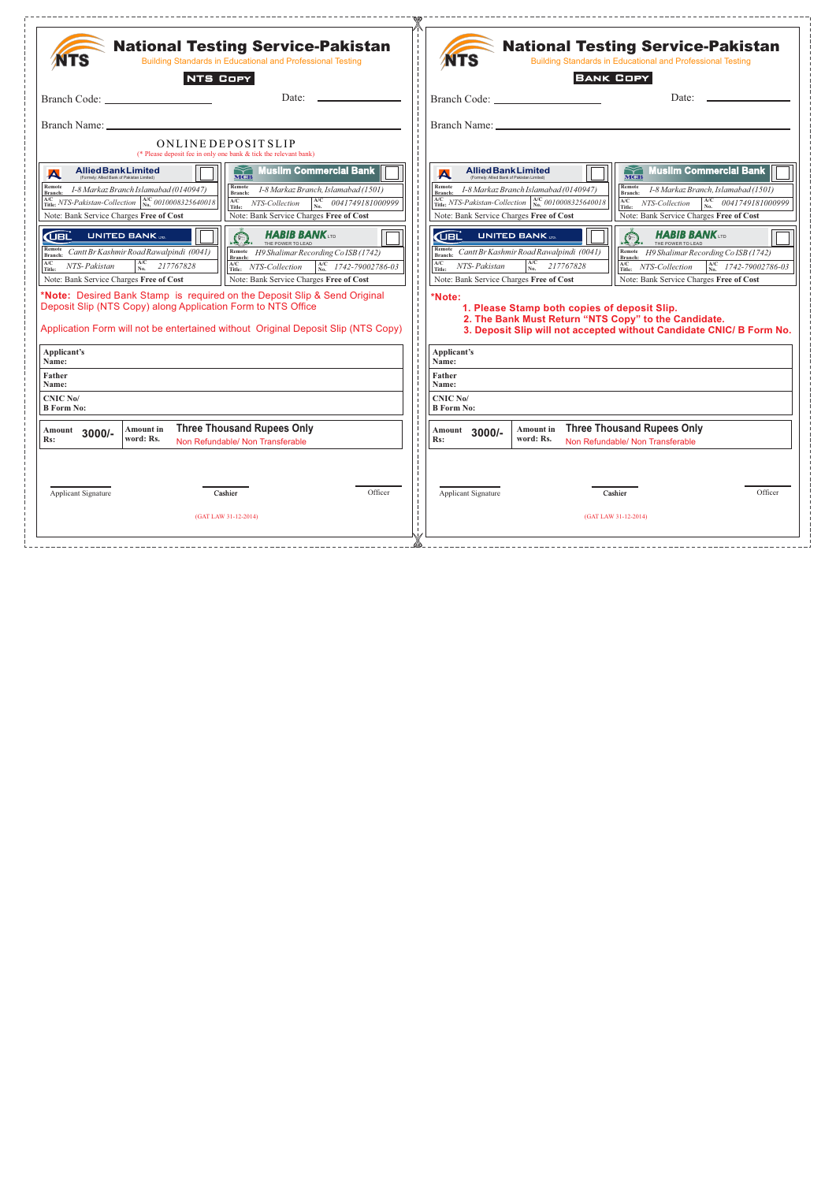# National Testing Service-Pakistan

Building Standards in Educational and Professional Testing

**NTS COPY**

Branch Code: ____________________ Date: ____________

Branch Name: ________________________________________

## ONLINE DEPOSIT SLIP

(* Please deposit fee in only one bank & tick the relevant bank)

| | |
|---|---|
| **Allied Bank Limited** (Formerly: Allied Bank of Pakistan Limited) ☐ | **Muslim Commercial Bank** ☐ |
| Remote Branch: *I-8 Markaz Branch Islamabad (0140947)* | Remote Branch: *I-8 Markaz Branch, Islamabad (1501)* |
| A/C Title: *NTS-Pakistan-Collection* A/C No. *0010008325640018* | A/C Title: *NTS-Collection* A/C No. *0041749181000999* |
| Note: Bank Service Charges **Free of Cost** | Note: Bank Service Charges **Free of Cost** |
| **UNITED BANK LTD.** ☐ | **HABIB BANK LTD** THE POWER TO LEAD ☐ |
| Remote Branch: *Cantt Br Kashmir Road Rawalpindi (0041)* | Remote Branch: *H9 Shalimar Recording Co ISB (1742)* |
| A/C Title: *NTS-Pakistan* A/C No. *217767828* | A/C Title: *NTS-Collection* A/C No. *1742-79002786-03* |
| Note: Bank Service Charges **Free of Cost** | Note: Bank Service Charges **Free of Cost** |

***Note:** Desired Bank Stamp is required on the Deposit Slip & Send Original Deposit Slip (NTS Copy) along Application Form to NTS Office

Application Form will not be entertained without Original Deposit Slip (NTS Copy)

| | |
|---|---|
| **Applicant's Name:** | |
| **Father Name:** | |
| **CNIC No/ B Form No:** | |

| | | | |
|---|---|---|---|
| **Amount Rs:** | **3000/-** | **Amount in word: Rs.** | **Three Thousand Rupees Only** Non Refundable/ Non Transferable |

Applicant Signature     Cashier     Officer

(GAT LAW 31-12-2014)

---

# National Testing Service-Pakistan

Building Standards in Educational and Professional Testing

**BANK COPY**

Branch Code: ____________________ Date: ____________

Branch Name: ________________________________________

| | |
|---|---|
| **Allied Bank Limited** (Formerly: Allied Bank of Pakistan Limited) ☐ | **Muslim Commercial Bank** ☐ |
| Remote Branch: *I-8 Markaz Branch Islamabad (0140947)* | Remote Branch: *I-8 Markaz Branch, Islamabad (1501)* |
| A/C Title: *NTS-Pakistan-Collection* A/C No. *0010008325640018* | A/C Title: *NTS-Collection* A/C No. *0041749181000999* |
| Note: Bank Service Charges **Free of Cost** | Note: Bank Service Charges **Free of Cost** |
| **UNITED BANK LTD.** ☐ | **HABIB BANK LTD** THE POWER TO LEAD ☐ |
| Remote Branch: *Cantt Br Kashmir Road Rawalpindi (0041)* | Remote Branch: *H9 Shalimar Recording Co ISB (1742)* |
| A/C Title: *NTS-Pakistan* A/C No. *217767828* | A/C Title: *NTS-Collection* A/C No. *1742-79002786-03* |
| Note: Bank Service Charges **Free of Cost** | Note: Bank Service Charges **Free of Cost** |

***Note:**

1. **Please Stamp both copies of deposit Slip.**
2. **The Bank Must Return "NTS Copy" to the Candidate.**
3. **Deposit Slip will not accepted without Candidate CNIC/ B Form No.**

| | |
|---|---|
| **Applicant's Name:** | |
| **Father Name:** | |
| **CNIC No/ B Form No:** | |

| | | | |
|---|---|---|---|
| **Amount Rs:** | **3000/-** | **Amount in word: Rs.** | **Three Thousand Rupees Only** Non Refundable/ Non Transferable |

Applicant Signature     Cashier     Officer

(GAT LAW 31-12-2014)